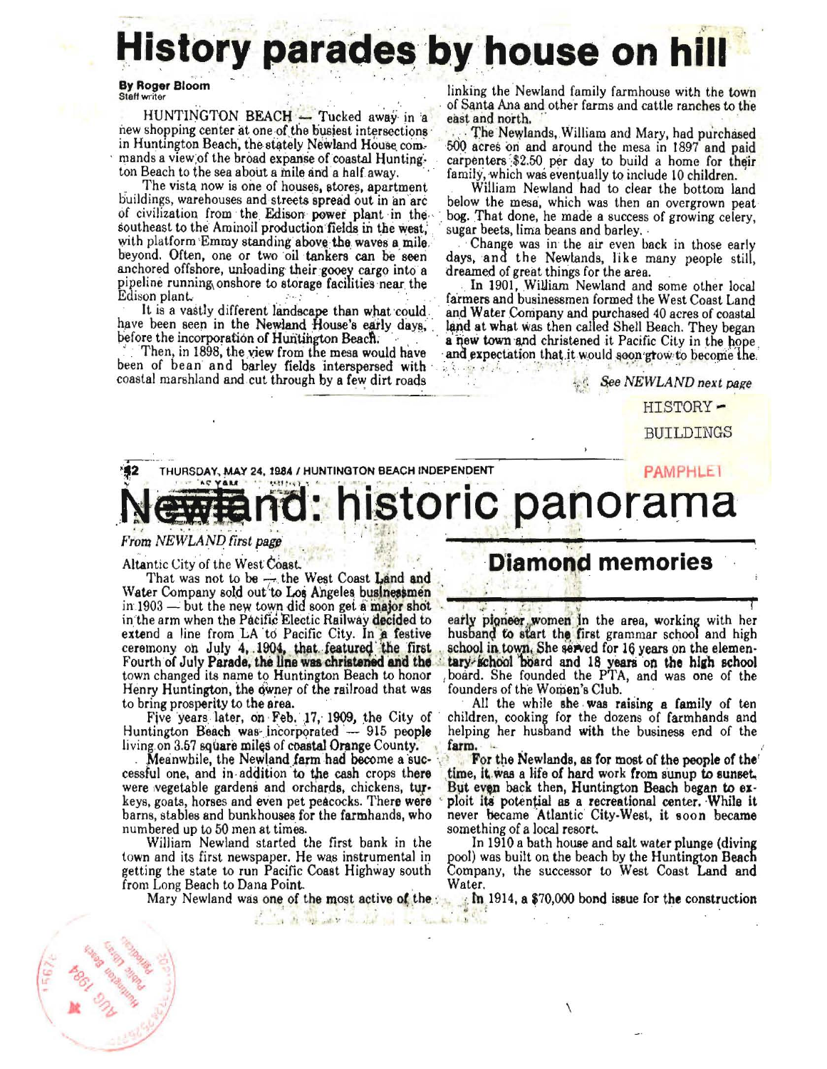# History parades by house on hill

**By Roger Bloom**
Staff writer

HUNTINGTON BEACH — Tucked away in a new shopping center at one of the busiest intersections in Huntington Beach, the stately Newland House commands a view of the broad expanse of coastal Huntington Beach to the sea about a mile and a half away.

The vista now is one of houses, stores, apartment buildings, warehouses and streets spread out in an arc of civilization from the Edison power plant in the southeast to the Aminoil production fields in the west, with platform Emmy standing above the waves a mile beyond. Often, one or two oil tankers can be seen anchored offshore, unloading their gooey cargo into a pipeline running onshore to storage facilities near the Edison plant.

It is a vastly different landscape than what could have been seen in the Newland House's early days, before the incorporation of Huntington Beach.

Then, in 1898, the view from the mesa would have been of bean and barley fields interspersed with coastal marshland and cut through by a few dirt roads linking the Newland family farmhouse with the town of Santa Ana and other farms and cattle ranches to the east and north.

The Newlands, William and Mary, had purchased 500 acres on and around the mesa in 1897 and paid carpenters $2.50 per day to build a home for their family, which was eventually to include 10 children.

William Newland had to clear the bottom land below the mesa, which was then an overgrown peat bog. That done, he made a success of growing celery, sugar beets, lima beans and barley.

Change was in the air even back in those early days, and the Newlands, like many people still, dreamed of great things for the area.

In 1901, William Newland and some other local farmers and businessmen formed the West Coast Land and Water Company and purchased 40 acres of coastal land at what was then called Shell Beach. They began a new town and christened it Pacific City in the hope and expectation that it would soon grow to become the

*See NEWLAND next page*

HISTORY - BUILDINGS

PAMPHLET

THURSDAY, MAY 24, 1984 / HUNTINGTON BEACH INDEPENDENT

# Newland: historic panorama

*From NEWLAND first page*

Atlantic City of the West Coast.

That was not to be — the West Coast Land and Water Company sold out to Los Angeles businessmen in 1903 — but the new town did soon get a major shot in the arm when the Pacific Electric Railway decided to extend a line from LA to Pacific City. In a festive ceremony on July 4, 1904, that featured the first Fourth of July Parade, the line was christened and the town changed its name to Huntington Beach to honor Henry Huntington, the owner of the railroad that was to bring prosperity to the area.

Five years later, on Feb. 17, 1909, the City of Huntington Beach was incorporated — 915 people living on 3.57 square miles of coastal Orange County.

Meanwhile, the Newland farm had become a successful one, and in addition to the cash crops there were vegetable gardens and orchards, chickens, turkeys, goats, horses and even pet peacocks. There were barns, stables and bunkhouses for the farmhands, who numbered up to 50 men at times.

William Newland started the first bank in the town and its first newspaper. He was instrumental in getting the state to run Pacific Coast Highway south from Long Beach to Dana Point.

Mary Newland was one of the most active of the early pioneer women in the area, working with her husband to start the first grammar school and high school in town. She served for 16 years on the elementary school board and 18 years on the high school board. She founded the PTA, and was one of the founders of the Women's Club.

All the while she was raising a family of ten children, cooking for the dozens of farmhands and helping her husband with the business end of the farm.

## Diamond memories

For the Newlands, as for most of the people of the time, it was a life of hard work from sunup to sunset. But even back then, Huntington Beach began to exploit its potential as a recreational center. While it never became Atlantic City-West, it soon became something of a local resort.

In 1910 a bath house and salt water plunge (diving pool) was built on the beach by the Huntington Beach Company, the successor to West Coast Land and Water.

In 1914, a $70,000 bond issue for the construction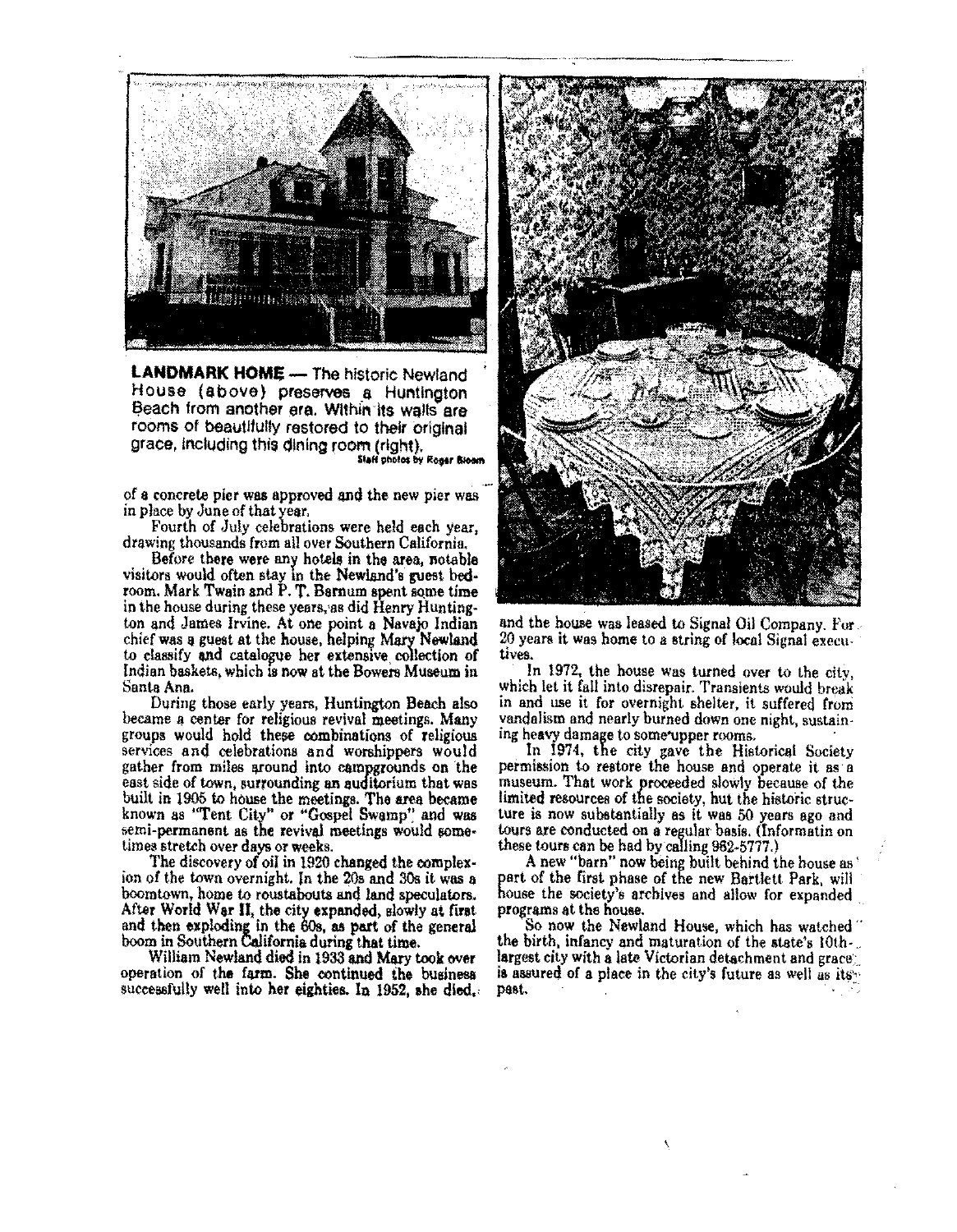**LANDMARK HOME** — The historic Newland House (above) preserves a Huntington Beach from another era. Within its walls are rooms of beautifully restored to their original grace, including this dining room (right).

Staff photos by Roger Bloom

of a concrete pier was approved and the new pier was in place by June of that year.

Fourth of July celebrations were held each year, drawing thousands from all over Southern California.

Before there were any hotels in the area, notable visitors would often stay in the Newland's guest bedroom. Mark Twain and P. T. Barnum spent some time in the house during these years, as did Henry Huntington and James Irvine. At one point a Navajo Indian chief was a guest at the house, helping Mary Newland to classify and catalogue her extensive collection of Indian baskets, which is now at the Bowers Museum in Santa Ana.

During those early years, Huntington Beach also became a center for religious revival meetings. Many groups would hold these combinations of religious services and celebrations and worshippers would gather from miles around into campgrounds on the east side of town, surrounding an auditorium that was built in 1905 to house the meetings. The area became known as "Tent City" or "Gospel Swamp" and was semi-permanent as the revival meetings would sometimes stretch over days or weeks.

The discovery of oil in 1920 changed the complexion of the town overnight. In the 20s and 30s it was a boomtown, home to roustabouts and land speculators. After World War II, the city expanded, slowly at first and then exploding in the 60s, as part of the general boom in Southern California during that time.

William Newland died in 1933 and Mary took over operation of the farm. She continued the business successfully well into her eighties. In 1952, she died, and the house was leased to Signal Oil Company. For 20 years it was home to a string of local Signal executives.

In 1972, the house was turned over to the city, which let it fall into disrepair. Transients would break in and use it for overnight shelter, it suffered from vandalism and nearly burned down one night, sustaining heavy damage to some upper rooms.

In 1974, the city gave the Historical Society permission to restore the house and operate it as a museum. That work proceeded slowly because of the limited resources of the society, but the historic structure is now substantially as it was 50 years ago and tours are conducted on a regular basis. (Informatin on these tours can be had by calling 962-5777.)

A new "barn" now being built behind the house as part of the first phase of the new Bartlett Park, will house the society's archives and allow for expanded programs at the house.

So now the Newland House, which has watched the birth, infancy and maturation of the state's 10th-largest city with a late Victorian detachment and grace, is assured of a place in the city's future as well as its past.